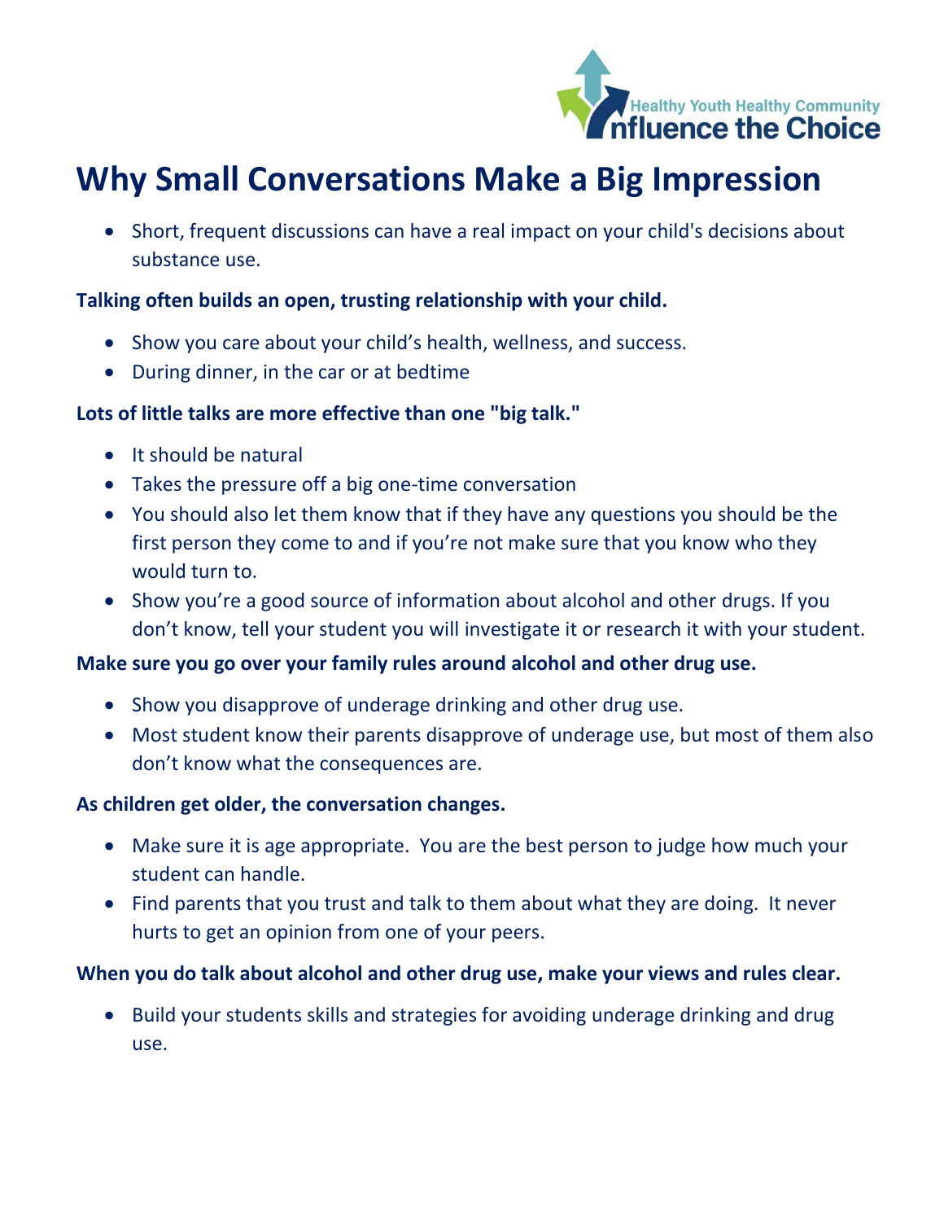# Why Small Conversations Make a Big Impression

- Short, frequent discussions can have a real impact on your child's decisions about substance use.

**Talking often builds an open, trusting relationship with your child.**

- Show you care about your child's health, wellness, and success.
- During dinner, in the car or at bedtime

**Lots of little talks are more effective than one "big talk."**

- It should be natural
- Takes the pressure off a big one-time conversation
- You should also let them know that if they have any questions you should be the first person they come to and if you're not make sure that you know who they would turn to.
- Show you're a good source of information about alcohol and other drugs. If you don't know, tell your student you will investigate it or research it with your student.

**Make sure you go over your family rules around alcohol and other drug use.**

- Show you disapprove of underage drinking and other drug use.
- Most student know their parents disapprove of underage use, but most of them also don't know what the consequences are.

**As children get older, the conversation changes.**

- Make sure it is age appropriate. You are the best person to judge how much your student can handle.
- Find parents that you trust and talk to them about what they are doing. It never hurts to get an opinion from one of your peers.

**When you do talk about alcohol and other drug use, make your views and rules clear.**

- Build your students skills and strategies for avoiding underage drinking and drug use.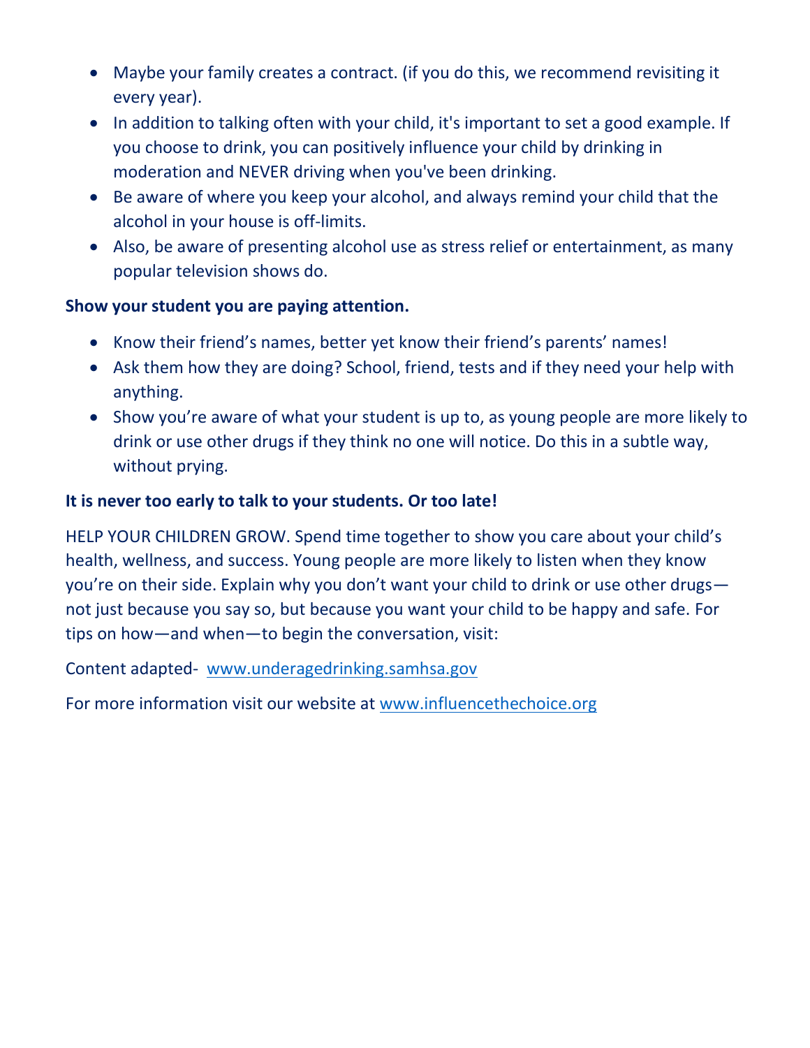- Maybe your family creates a contract. (if you do this, we recommend revisiting it every year).
- In addition to talking often with your child, it's important to set a good example. If you choose to drink, you can positively influence your child by drinking in moderation and NEVER driving when you've been drinking.
- Be aware of where you keep your alcohol, and always remind your child that the alcohol in your house is off-limits.
- Also, be aware of presenting alcohol use as stress relief or entertainment, as many popular television shows do.

**Show your student you are paying attention.**

- Know their friend's names, better yet know their friend's parents' names!
- Ask them how they are doing? School, friend, tests and if they need your help with anything.
- Show you're aware of what your student is up to, as young people are more likely to drink or use other drugs if they think no one will notice. Do this in a subtle way, without prying.

**It is never too early to talk to your students. Or too late!**

HELP YOUR CHILDREN GROW. Spend time together to show you care about your child's health, wellness, and success. Young people are more likely to listen when they know you're on their side. Explain why you don't want your child to drink or use other drugs—not just because you say so, but because you want your child to be happy and safe. For tips on how—and when—to begin the conversation, visit:

Content adapted- [www.underagedrinking.samhsa.gov](http://www.underagedrinking.samhsa.gov)

For more information visit our website at [www.influencethechoice.org](http://www.influencethechoice.org)